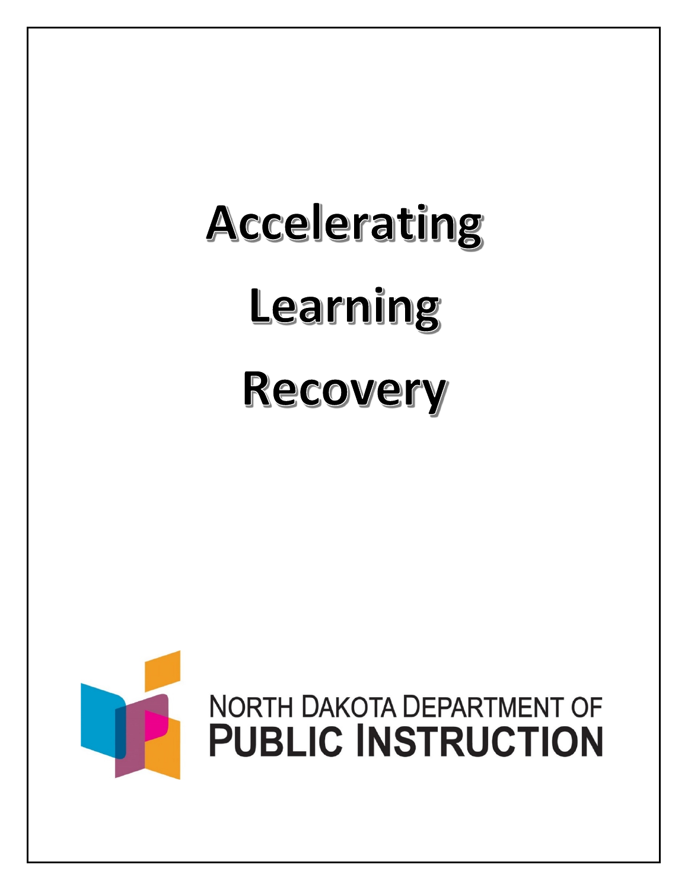# Accelerating Learning Recovery

NORTH DAKOTA DEPARTMENT OF
PUBLIC INSTRUCTION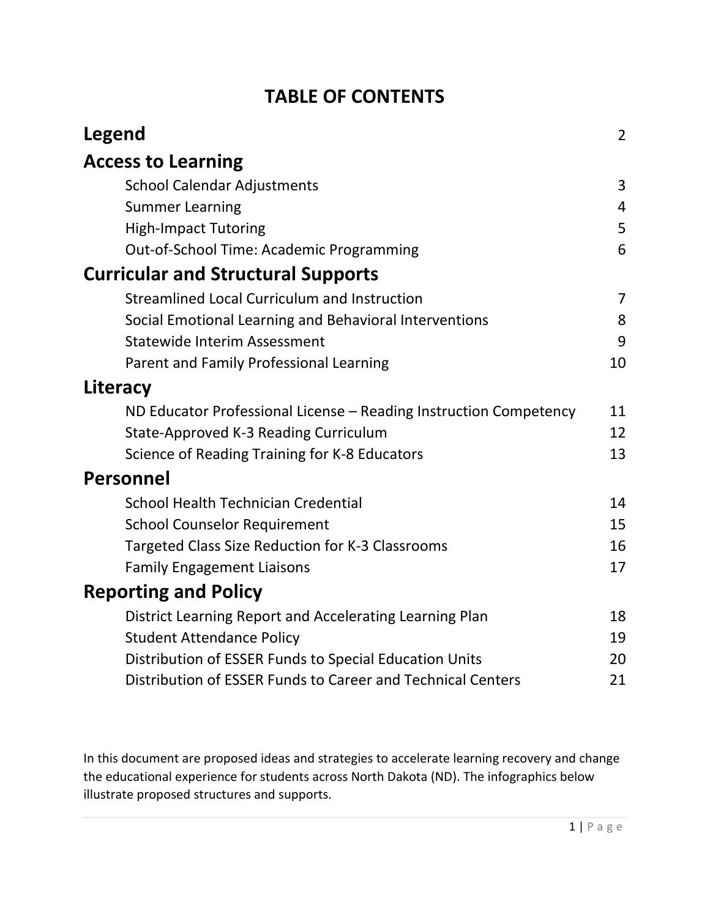# TABLE OF CONTENTS

| Section | Page |
| --- | --- |
| **Legend** | 2 |
| **Access to Learning** | |
| School Calendar Adjustments | 3 |
| Summer Learning | 4 |
| High-Impact Tutoring | 5 |
| Out-of-School Time: Academic Programming | 6 |
| **Curricular and Structural Supports** | |
| Streamlined Local Curriculum and Instruction | 7 |
| Social Emotional Learning and Behavioral Interventions | 8 |
| Statewide Interim Assessment | 9 |
| Parent and Family Professional Learning | 10 |
| **Literacy** | |
| ND Educator Professional License – Reading Instruction Competency | 11 |
| State-Approved K-3 Reading Curriculum | 12 |
| Science of Reading Training for K-8 Educators | 13 |
| **Personnel** | |
| School Health Technician Credential | 14 |
| School Counselor Requirement | 15 |
| Targeted Class Size Reduction for K-3 Classrooms | 16 |
| Family Engagement Liaisons | 17 |
| **Reporting and Policy** | |
| District Learning Report and Accelerating Learning Plan | 18 |
| Student Attendance Policy | 19 |
| Distribution of ESSER Funds to Special Education Units | 20 |
| Distribution of ESSER Funds to Career and Technical Centers | 21 |

In this document are proposed ideas and strategies to accelerate learning recovery and change the educational experience for students across North Dakota (ND). The infographics below illustrate proposed structures and supports.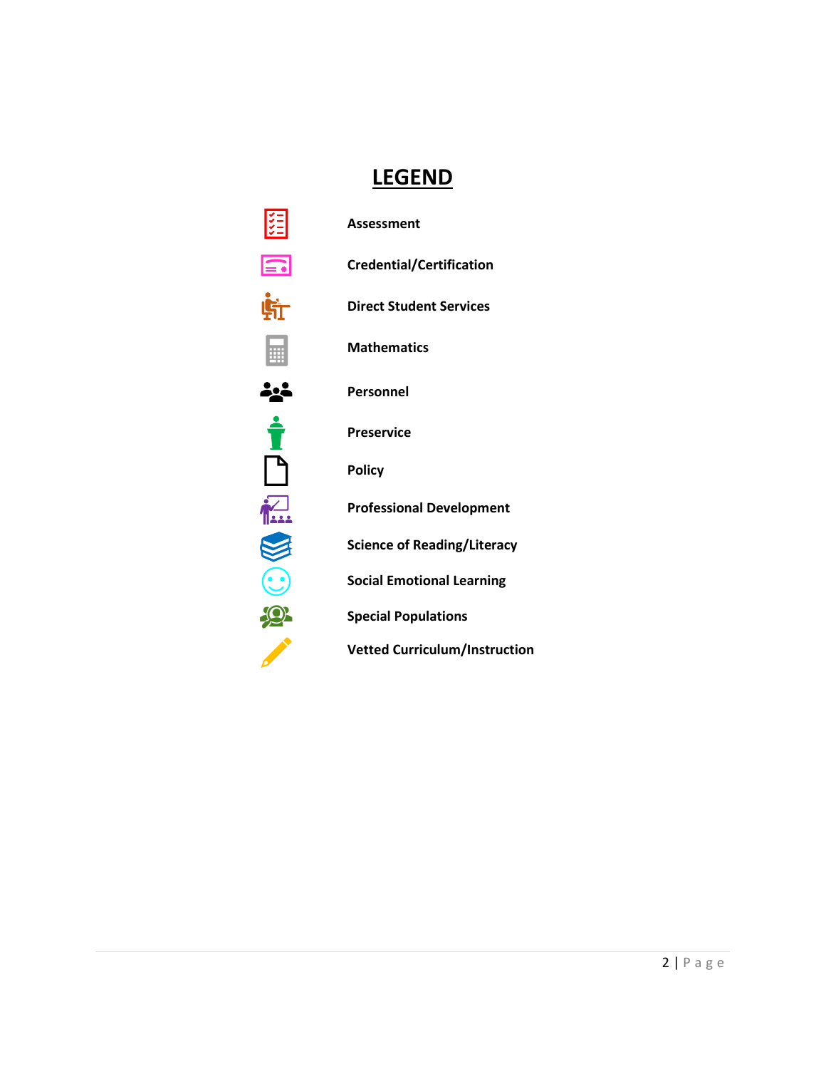# LEGEND

- Assessment
- Credential/Certification
- Direct Student Services
- Mathematics
- Personnel
- Preservice
- Policy
- Professional Development
- Science of Reading/Literacy
- Social Emotional Learning
- Special Populations
- Vetted Curriculum/Instruction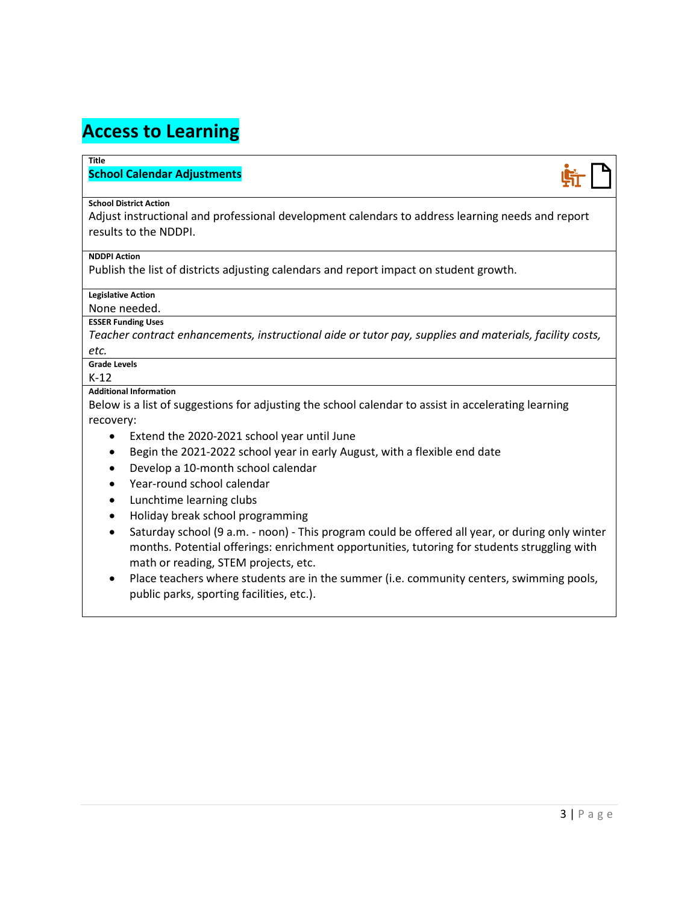# Access to Learning

**Title**

**School Calendar Adjustments**

**School District Action**

Adjust instructional and professional development calendars to address learning needs and report results to the NDDPI.

**NDDPI Action**

Publish the list of districts adjusting calendars and report impact on student growth.

**Legislative Action**

None needed.

**ESSER Funding Uses**

*Teacher contract enhancements, instructional aide or tutor pay, supplies and materials, facility costs, etc.*

**Grade Levels**

K-12

**Additional Information**

Below is a list of suggestions for adjusting the school calendar to assist in accelerating learning recovery:

- Extend the 2020-2021 school year until June
- Begin the 2021-2022 school year in early August, with a flexible end date
- Develop a 10-month school calendar
- Year-round school calendar
- Lunchtime learning clubs
- Holiday break school programming
- Saturday school (9 a.m. - noon) - This program could be offered all year, or during only winter months. Potential offerings: enrichment opportunities, tutoring for students struggling with math or reading, STEM projects, etc.
- Place teachers where students are in the summer (i.e. community centers, swimming pools, public parks, sporting facilities, etc.).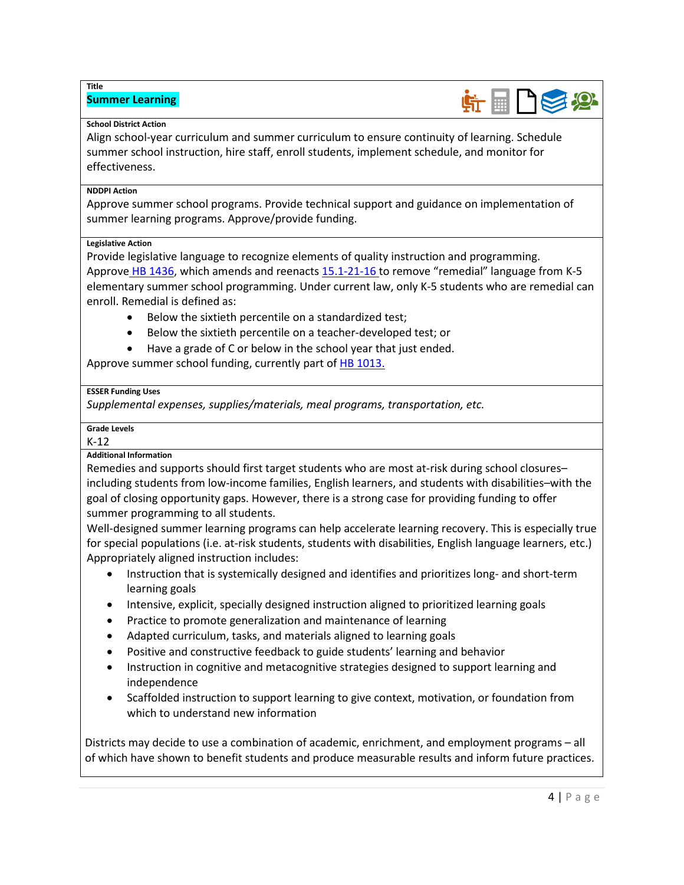**Title**

**Summer Learning**

**School District Action**

Align school-year curriculum and summer curriculum to ensure continuity of learning. Schedule summer school instruction, hire staff, enroll students, implement schedule, and monitor for effectiveness.

**NDDPI Action**

Approve summer school programs. Provide technical support and guidance on implementation of summer learning programs. Approve/provide funding.

**Legislative Action**

Provide legislative language to recognize elements of quality instruction and programming. Approve HB 1436, which amends and reenacts 15.1-21-16 to remove "remedial" language from K-5 elementary summer school programming. Under current law, only K-5 students who are remedial can enroll. Remedial is defined as:

- Below the sixtieth percentile on a standardized test;
- Below the sixtieth percentile on a teacher-developed test; or
- Have a grade of C or below in the school year that just ended.

Approve summer school funding, currently part of HB 1013.

**ESSER Funding Uses**

*Supplemental expenses, supplies/materials, meal programs, transportation, etc.*

**Grade Levels**

K-12

**Additional Information**

Remedies and supports should first target students who are most at-risk during school closures–including students from low-income families, English learners, and students with disabilities–with the goal of closing opportunity gaps. However, there is a strong case for providing funding to offer summer programming to all students.

Well-designed summer learning programs can help accelerate learning recovery. This is especially true for special populations (i.e. at-risk students, students with disabilities, English language learners, etc.) Appropriately aligned instruction includes:

- Instruction that is systemically designed and identifies and prioritizes long- and short-term learning goals
- Intensive, explicit, specially designed instruction aligned to prioritized learning goals
- Practice to promote generalization and maintenance of learning
- Adapted curriculum, tasks, and materials aligned to learning goals
- Positive and constructive feedback to guide students' learning and behavior
- Instruction in cognitive and metacognitive strategies designed to support learning and independence
- Scaffolded instruction to support learning to give context, motivation, or foundation from which to understand new information

Districts may decide to use a combination of academic, enrichment, and employment programs – all of which have shown to benefit students and produce measurable results and inform future practices.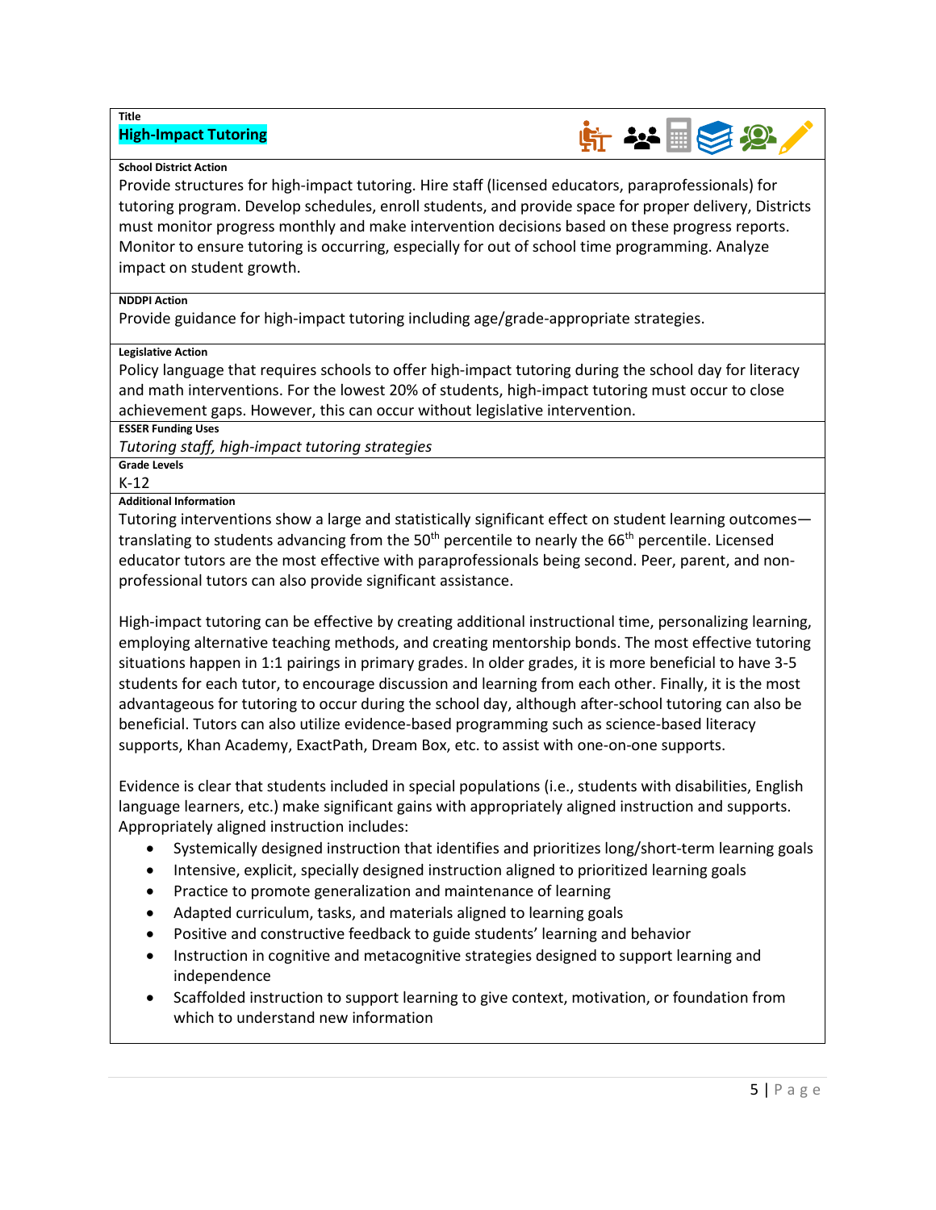**Title**

## High-Impact Tutoring

**School District Action**

Provide structures for high-impact tutoring. Hire staff (licensed educators, paraprofessionals) for tutoring program. Develop schedules, enroll students, and provide space for proper delivery, Districts must monitor progress monthly and make intervention decisions based on these progress reports. Monitor to ensure tutoring is occurring, especially for out of school time programming. Analyze impact on student growth.

**NDDPI Action**

Provide guidance for high-impact tutoring including age/grade-appropriate strategies.

**Legislative Action**

Policy language that requires schools to offer high-impact tutoring during the school day for literacy and math interventions. For the lowest 20% of students, high-impact tutoring must occur to close achievement gaps. However, this can occur without legislative intervention.

**ESSER Funding Uses**

*Tutoring staff, high-impact tutoring strategies*

**Grade Levels**

K-12

**Additional Information**

Tutoring interventions show a large and statistically significant effect on student learning outcomes—translating to students advancing from the 50th percentile to nearly the 66th percentile. Licensed educator tutors are the most effective with paraprofessionals being second. Peer, parent, and non-professional tutors can also provide significant assistance.

High-impact tutoring can be effective by creating additional instructional time, personalizing learning, employing alternative teaching methods, and creating mentorship bonds. The most effective tutoring situations happen in 1:1 pairings in primary grades. In older grades, it is more beneficial to have 3-5 students for each tutor, to encourage discussion and learning from each other. Finally, it is the most advantageous for tutoring to occur during the school day, although after-school tutoring can also be beneficial. Tutors can also utilize evidence-based programming such as science-based literacy supports, Khan Academy, ExactPath, Dream Box, etc. to assist with one-on-one supports.

Evidence is clear that students included in special populations (i.e., students with disabilities, English language learners, etc.) make significant gains with appropriately aligned instruction and supports. Appropriately aligned instruction includes:

- Systemically designed instruction that identifies and prioritizes long/short-term learning goals
- Intensive, explicit, specially designed instruction aligned to prioritized learning goals
- Practice to promote generalization and maintenance of learning
- Adapted curriculum, tasks, and materials aligned to learning goals
- Positive and constructive feedback to guide students' learning and behavior
- Instruction in cognitive and metacognitive strategies designed to support learning and independence
- Scaffolded instruction to support learning to give context, motivation, or foundation from which to understand new information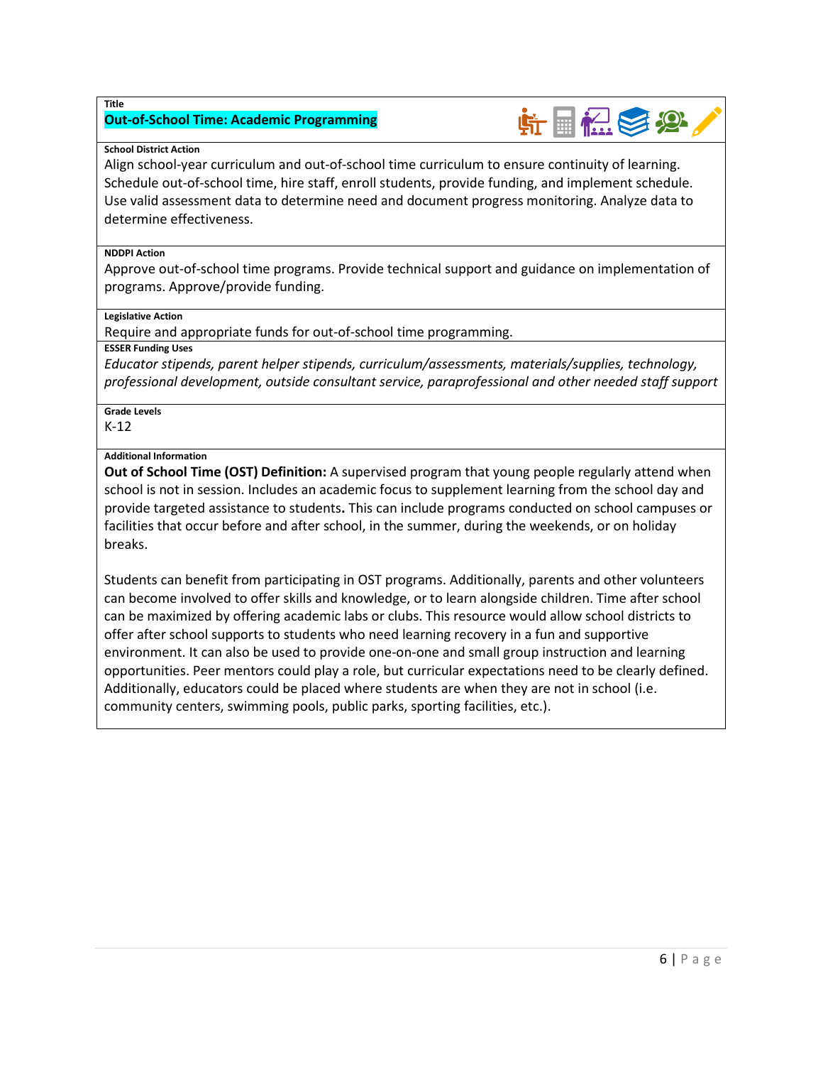**Title**

## Out-of-School Time: Academic Programming

**School District Action**

Align school-year curriculum and out-of-school time curriculum to ensure continuity of learning. Schedule out-of-school time, hire staff, enroll students, provide funding, and implement schedule. Use valid assessment data to determine need and document progress monitoring. Analyze data to determine effectiveness.

**NDDPI Action**

Approve out-of-school time programs. Provide technical support and guidance on implementation of programs. Approve/provide funding.

**Legislative Action**

Require and appropriate funds for out-of-school time programming.

**ESSER Funding Uses**

*Educator stipends, parent helper stipends, curriculum/assessments, materials/supplies, technology, professional development, outside consultant service, paraprofessional and other needed staff support*

**Grade Levels**

K-12

**Additional Information**

**Out of School Time (OST) Definition:** A supervised program that young people regularly attend when school is not in session. Includes an academic focus to supplement learning from the school day and provide targeted assistance to students**.** This can include programs conducted on school campuses or facilities that occur before and after school, in the summer, during the weekends, or on holiday breaks.

Students can benefit from participating in OST programs. Additionally, parents and other volunteers can become involved to offer skills and knowledge, or to learn alongside children. Time after school can be maximized by offering academic labs or clubs. This resource would allow school districts to offer after school supports to students who need learning recovery in a fun and supportive environment. It can also be used to provide one-on-one and small group instruction and learning opportunities. Peer mentors could play a role, but curricular expectations need to be clearly defined. Additionally, educators could be placed where students are when they are not in school (i.e. community centers, swimming pools, public parks, sporting facilities, etc.).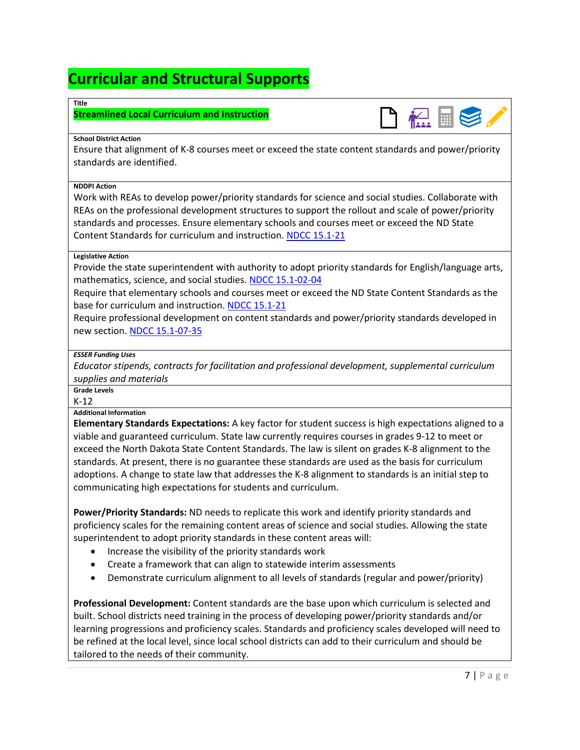# Curricular and Structural Supports

**Title**

**Streamlined Local Curriculum and Instruction**

**School District Action**

Ensure that alignment of K-8 courses meet or exceed the state content standards and power/priority standards are identified.

**NDDPI Action**

Work with REAs to develop power/priority standards for science and social studies. Collaborate with REAs on the professional development structures to support the rollout and scale of power/priority standards and processes. Ensure elementary schools and courses meet or exceed the ND State Content Standards for curriculum and instruction. NDCC 15.1-21

**Legislative Action**

Provide the state superintendent with authority to adopt priority standards for English/language arts, mathematics, science, and social studies. NDCC 15.1-02-04

Require that elementary schools and courses meet or exceed the ND State Content Standards as the base for curriculum and instruction. NDCC 15.1-21

Require professional development on content standards and power/priority standards developed in new section. NDCC 15.1-07-35

***ESSER Funding Uses***

*Educator stipends, contracts for facilitation and professional development, supplemental curriculum supplies and materials*

**Grade Levels**

K-12

**Additional Information**

**Elementary Standards Expectations:** A key factor for student success is high expectations aligned to a viable and guaranteed curriculum. State law currently requires courses in grades 9-12 to meet or exceed the North Dakota State Content Standards. The law is silent on grades K-8 alignment to the standards. At present, there is no guarantee these standards are used as the basis for curriculum adoptions. A change to state law that addresses the K-8 alignment to standards is an initial step to communicating high expectations for students and curriculum.

**Power/Priority Standards:** ND needs to replicate this work and identify priority standards and proficiency scales for the remaining content areas of science and social studies. Allowing the state superintendent to adopt priority standards in these content areas will:

- Increase the visibility of the priority standards work
- Create a framework that can align to statewide interim assessments
- Demonstrate curriculum alignment to all levels of standards (regular and power/priority)

**Professional Development:** Content standards are the base upon which curriculum is selected and built. School districts need training in the process of developing power/priority standards and/or learning progressions and proficiency scales. Standards and proficiency scales developed will need to be refined at the local level, since local school districts can add to their curriculum and should be tailored to the needs of their community.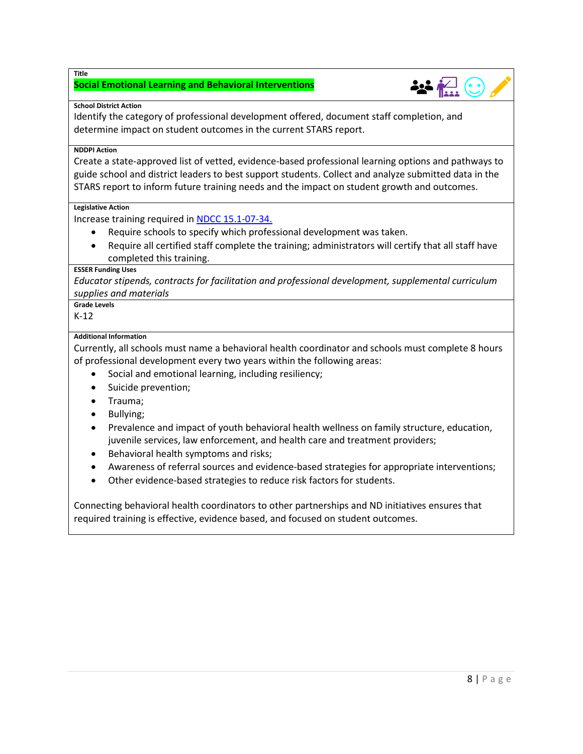**Title**

**Social Emotional Learning and Behavioral Interventions**

**School District Action**

Identify the category of professional development offered, document staff completion, and determine impact on student outcomes in the current STARS report.

**NDDPI Action**

Create a state-approved list of vetted, evidence-based professional learning options and pathways to guide school and district leaders to best support students. Collect and analyze submitted data in the STARS report to inform future training needs and the impact on student growth and outcomes.

**Legislative Action**

Increase training required in NDCC 15.1-07-34.

- Require schools to specify which professional development was taken.
- Require all certified staff complete the training; administrators will certify that all staff have completed this training.

**ESSER Funding Uses**

*Educator stipends, contracts for facilitation and professional development, supplemental curriculum supplies and materials*

**Grade Levels**

K-12

**Additional Information**

Currently, all schools must name a behavioral health coordinator and schools must complete 8 hours of professional development every two years within the following areas:

- Social and emotional learning, including resiliency;
- Suicide prevention;
- Trauma;
- Bullying;
- Prevalence and impact of youth behavioral health wellness on family structure, education, juvenile services, law enforcement, and health care and treatment providers;
- Behavioral health symptoms and risks;
- Awareness of referral sources and evidence-based strategies for appropriate interventions;
- Other evidence-based strategies to reduce risk factors for students.

Connecting behavioral health coordinators to other partnerships and ND initiatives ensures that required training is effective, evidence based, and focused on student outcomes.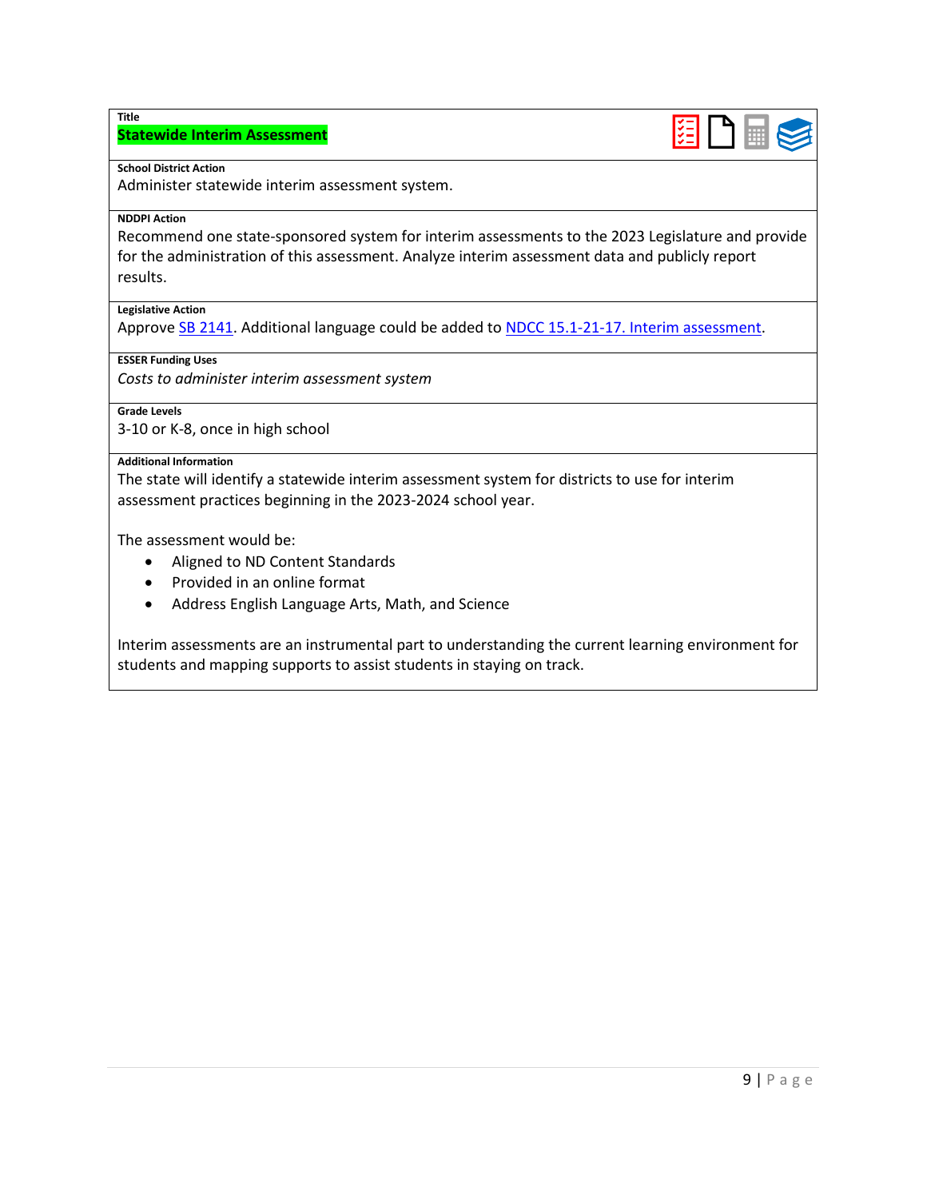**Title**

**Statewide Interim Assessment**

**School District Action**

Administer statewide interim assessment system.

**NDDPI Action**

Recommend one state-sponsored system for interim assessments to the 2023 Legislature and provide for the administration of this assessment. Analyze interim assessment data and publicly report results.

**Legislative Action**

Approve SB 2141. Additional language could be added to NDCC 15.1-21-17. Interim assessment.

**ESSER Funding Uses**

*Costs to administer interim assessment system*

**Grade Levels**

3-10 or K-8, once in high school

**Additional Information**

The state will identify a statewide interim assessment system for districts to use for interim assessment practices beginning in the 2023-2024 school year.

The assessment would be:

- Aligned to ND Content Standards
- Provided in an online format
- Address English Language Arts, Math, and Science

Interim assessments are an instrumental part to understanding the current learning environment for students and mapping supports to assist students in staying on track.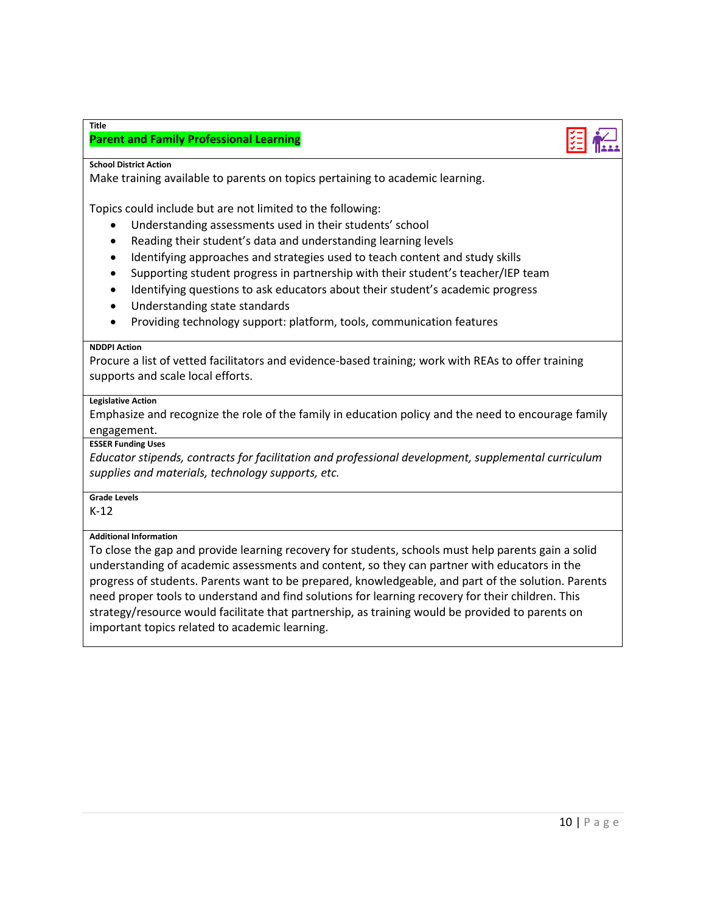**Title**

**Parent and Family Professional Learning**

**School District Action**

Make training available to parents on topics pertaining to academic learning.

Topics could include but are not limited to the following:

- Understanding assessments used in their students' school
- Reading their student's data and understanding learning levels
- Identifying approaches and strategies used to teach content and study skills
- Supporting student progress in partnership with their student's teacher/IEP team
- Identifying questions to ask educators about their student's academic progress
- Understanding state standards
- Providing technology support: platform, tools, communication features

**NDDPI Action**

Procure a list of vetted facilitators and evidence-based training; work with REAs to offer training supports and scale local efforts.

**Legislative Action**

Emphasize and recognize the role of the family in education policy and the need to encourage family engagement.

**ESSER Funding Uses**

*Educator stipends, contracts for facilitation and professional development, supplemental curriculum supplies and materials, technology supports, etc.*

**Grade Levels**

K-12

**Additional Information**

To close the gap and provide learning recovery for students, schools must help parents gain a solid understanding of academic assessments and content, so they can partner with educators in the progress of students. Parents want to be prepared, knowledgeable, and part of the solution. Parents need proper tools to understand and find solutions for learning recovery for their children. This strategy/resource would facilitate that partnership, as training would be provided to parents on important topics related to academic learning.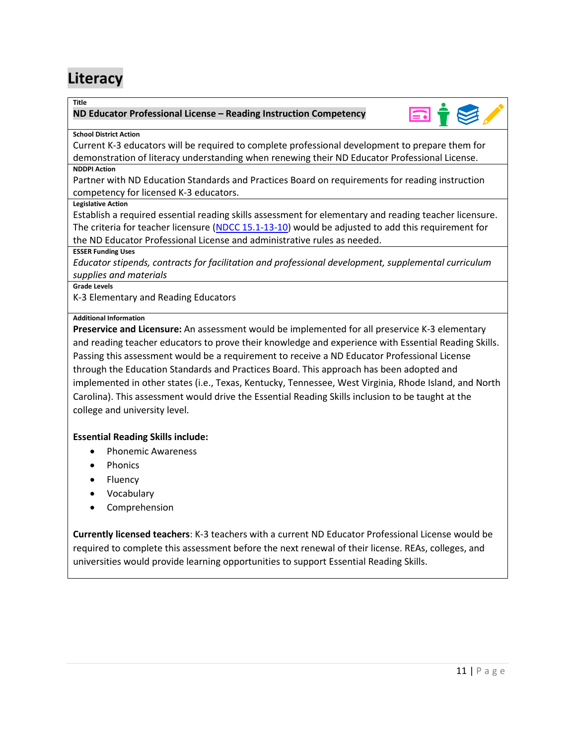# Literacy

**Title**

**ND Educator Professional License – Reading Instruction Competency**

**School District Action**

Current K-3 educators will be required to complete professional development to prepare them for demonstration of literacy understanding when renewing their ND Educator Professional License.

**NDDPI Action**

Partner with ND Education Standards and Practices Board on requirements for reading instruction competency for licensed K-3 educators.

**Legislative Action**

Establish a required essential reading skills assessment for elementary and reading teacher licensure. The criteria for teacher licensure (NDCC 15.1-13-10) would be adjusted to add this requirement for the ND Educator Professional License and administrative rules as needed.

**ESSER Funding Uses**

*Educator stipends, contracts for facilitation and professional development, supplemental curriculum supplies and materials*

**Grade Levels**

K-3 Elementary and Reading Educators

**Additional Information**

**Preservice and Licensure:** An assessment would be implemented for all preservice K-3 elementary and reading teacher educators to prove their knowledge and experience with Essential Reading Skills. Passing this assessment would be a requirement to receive a ND Educator Professional License through the Education Standards and Practices Board. This approach has been adopted and implemented in other states (i.e., Texas, Kentucky, Tennessee, West Virginia, Rhode Island, and North Carolina). This assessment would drive the Essential Reading Skills inclusion to be taught at the college and university level.

**Essential Reading Skills include:**

- Phonemic Awareness
- Phonics
- Fluency
- Vocabulary
- Comprehension

**Currently licensed teachers**: K-3 teachers with a current ND Educator Professional License would be required to complete this assessment before the next renewal of their license. REAs, colleges, and universities would provide learning opportunities to support Essential Reading Skills.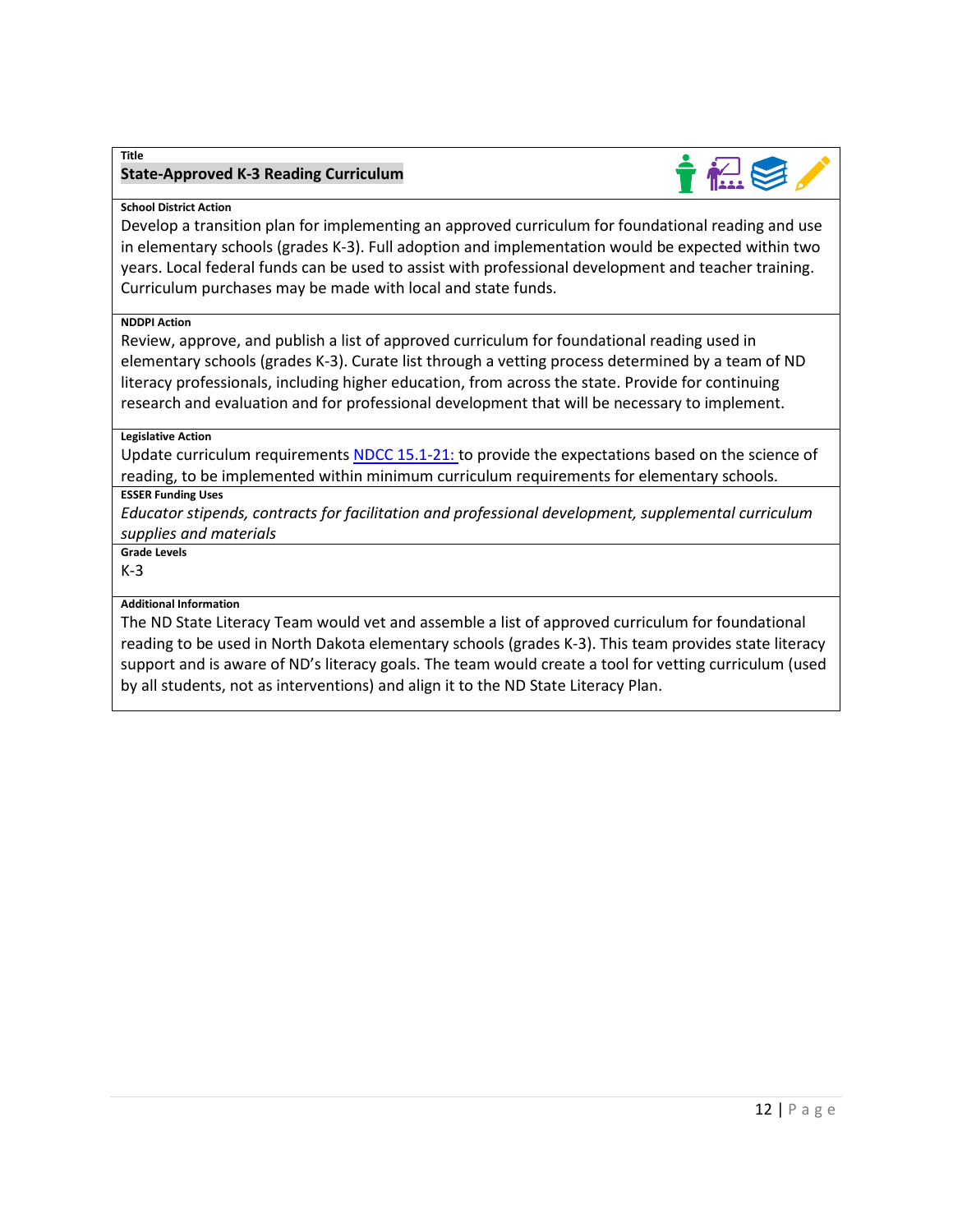**Title**

## State-Approved K-3 Reading Curriculum

**School District Action**

Develop a transition plan for implementing an approved curriculum for foundational reading and use in elementary schools (grades K-3). Full adoption and implementation would be expected within two years. Local federal funds can be used to assist with professional development and teacher training. Curriculum purchases may be made with local and state funds.

**NDDPI Action**

Review, approve, and publish a list of approved curriculum for foundational reading used in elementary schools (grades K-3). Curate list through a vetting process determined by a team of ND literacy professionals, including higher education, from across the state. Provide for continuing research and evaluation and for professional development that will be necessary to implement.

**Legislative Action**

Update curriculum requirements NDCC 15.1-21: to provide the expectations based on the science of reading, to be implemented within minimum curriculum requirements for elementary schools.

**ESSER Funding Uses**

*Educator stipends, contracts for facilitation and professional development, supplemental curriculum supplies and materials*

**Grade Levels**

K-3

**Additional Information**

The ND State Literacy Team would vet and assemble a list of approved curriculum for foundational reading to be used in North Dakota elementary schools (grades K-3). This team provides state literacy support and is aware of ND's literacy goals. The team would create a tool for vetting curriculum (used by all students, not as interventions) and align it to the ND State Literacy Plan.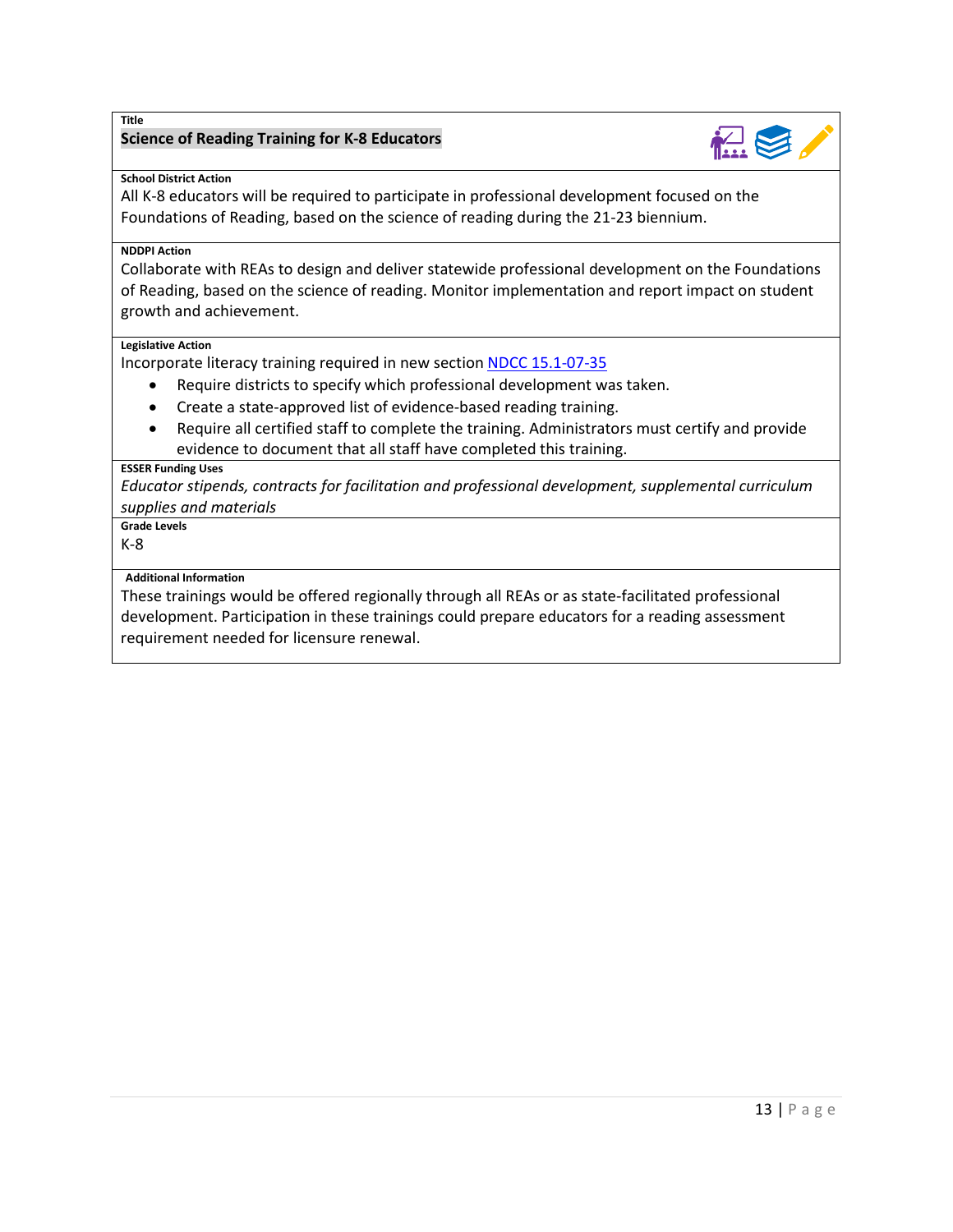**Title**

## Science of Reading Training for K-8 Educators

**School District Action**

All K-8 educators will be required to participate in professional development focused on the Foundations of Reading, based on the science of reading during the 21-23 biennium.

**NDDPI Action**

Collaborate with REAs to design and deliver statewide professional development on the Foundations of Reading, based on the science of reading. Monitor implementation and report impact on student growth and achievement.

**Legislative Action**

Incorporate literacy training required in new section [NDCC 15.1-07-35](#)

- Require districts to specify which professional development was taken.
- Create a state-approved list of evidence-based reading training.
- Require all certified staff to complete the training. Administrators must certify and provide evidence to document that all staff have completed this training.

**ESSER Funding Uses**

*Educator stipends, contracts for facilitation and professional development, supplemental curriculum supplies and materials*

**Grade Levels**

K-8

**Additional Information**

These trainings would be offered regionally through all REAs or as state-facilitated professional development. Participation in these trainings could prepare educators for a reading assessment requirement needed for licensure renewal.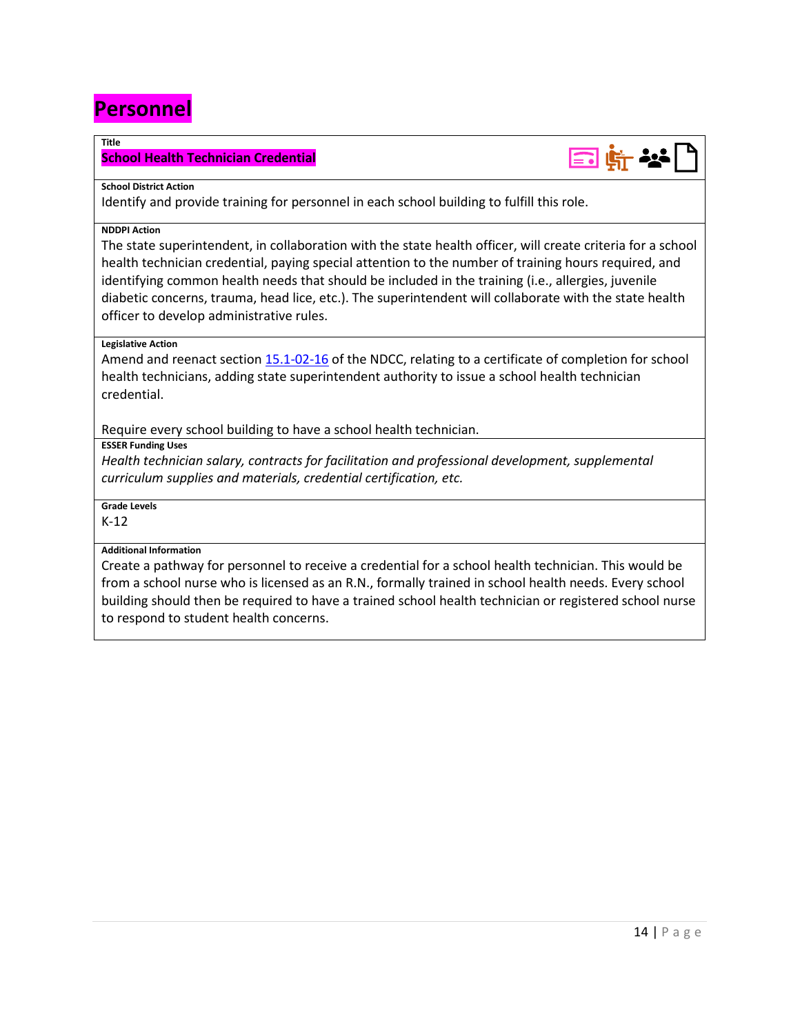# Personnel

**Title**

**School Health Technician Credential**

**School District Action**

Identify and provide training for personnel in each school building to fulfill this role.

**NDDPI Action**

The state superintendent, in collaboration with the state health officer, will create criteria for a school health technician credential, paying special attention to the number of training hours required, and identifying common health needs that should be included in the training (i.e., allergies, juvenile diabetic concerns, trauma, head lice, etc.). The superintendent will collaborate with the state health officer to develop administrative rules.

**Legislative Action**

Amend and reenact section [15.1-02-16] of the NDCC, relating to a certificate of completion for school health technicians, adding state superintendent authority to issue a school health technician credential.

Require every school building to have a school health technician.

**ESSER Funding Uses**

*Health technician salary, contracts for facilitation and professional development, supplemental curriculum supplies and materials, credential certification, etc.*

**Grade Levels**

K-12

**Additional Information**

Create a pathway for personnel to receive a credential for a school health technician. This would be from a school nurse who is licensed as an R.N., formally trained in school health needs. Every school building should then be required to have a trained school health technician or registered school nurse to respond to student health concerns.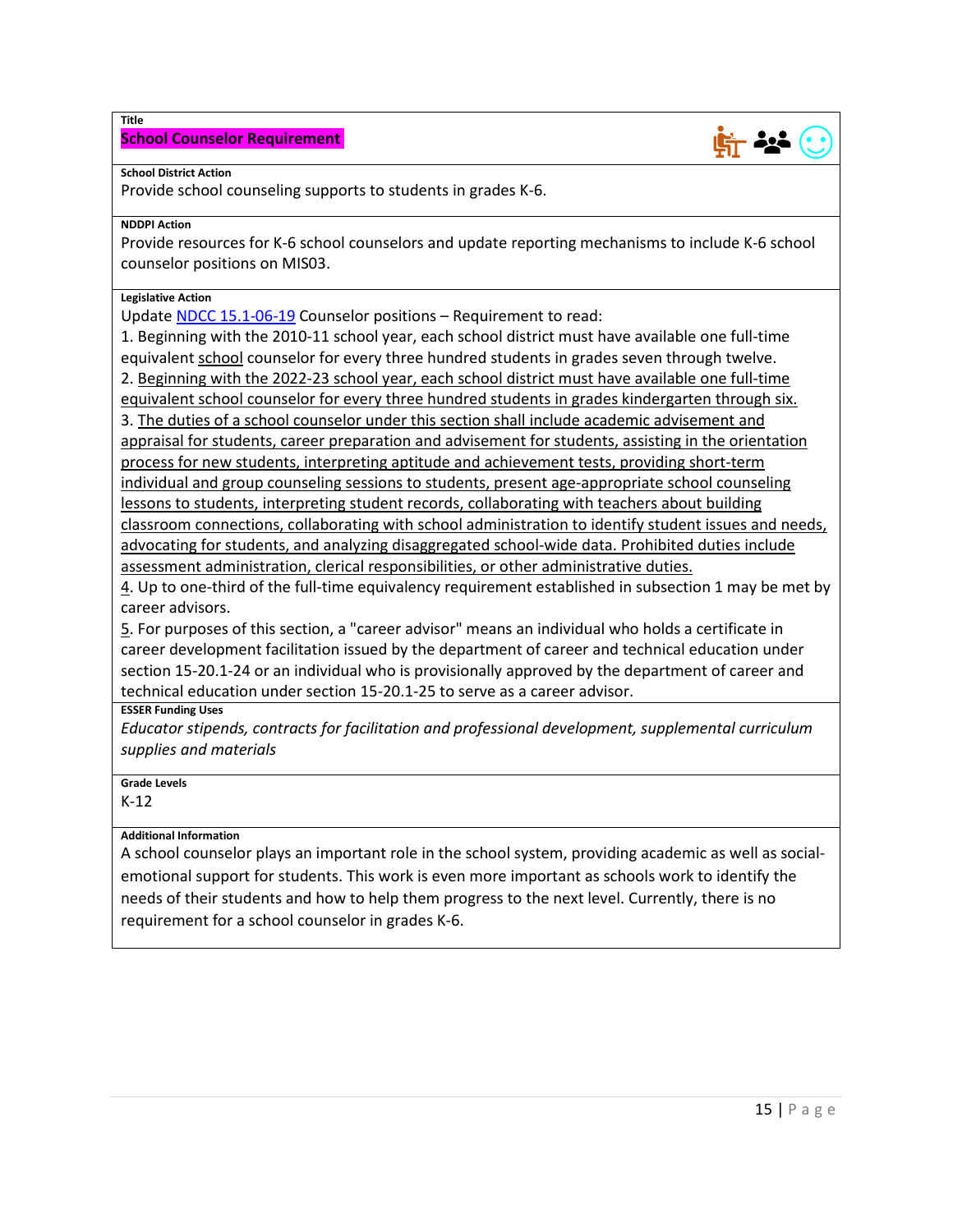**Title**

**School Counselor Requirement**

**School District Action**

Provide school counseling supports to students in grades K-6.

**NDDPI Action**

Provide resources for K-6 school counselors and update reporting mechanisms to include K-6 school counselor positions on MIS03.

**Legislative Action**

Update NDCC 15.1-06-19 Counselor positions – Requirement to read:

1. Beginning with the 2010-11 school year, each school district must have available one full-time equivalent <u>school</u> counselor for every three hundred students in grades seven through twelve.
2. <u>Beginning with the 2022-23 school year, each school district must have available one full-time equivalent school counselor for every three hundred students in grades kindergarten through six.</u>
3. <u>The duties of a school counselor under this section shall include academic advisement and appraisal for students, career preparation and advisement for students, assisting in the orientation process for new students, interpreting aptitude and achievement tests, providing short-term individual and group counseling sessions to students, present age-appropriate school counseling lessons to students, interpreting student records, collaborating with teachers about building classroom connections, collaborating with school administration to identify student issues and needs, advocating for students, and analyzing disaggregated school-wide data. Prohibited duties include assessment administration, clerical responsibilities, or other administrative duties.</u>
4. Up to one-third of the full-time equivalency requirement established in subsection 1 may be met by career advisors.
5. For purposes of this section, a "career advisor" means an individual who holds a certificate in career development facilitation issued by the department of career and technical education under section 15-20.1-24 or an individual who is provisionally approved by the department of career and technical education under section 15-20.1-25 to serve as a career advisor.

**ESSER Funding Uses**

*Educator stipends, contracts for facilitation and professional development, supplemental curriculum supplies and materials*

**Grade Levels**

K-12

**Additional Information**

A school counselor plays an important role in the school system, providing academic as well as social-emotional support for students. This work is even more important as schools work to identify the needs of their students and how to help them progress to the next level. Currently, there is no requirement for a school counselor in grades K-6.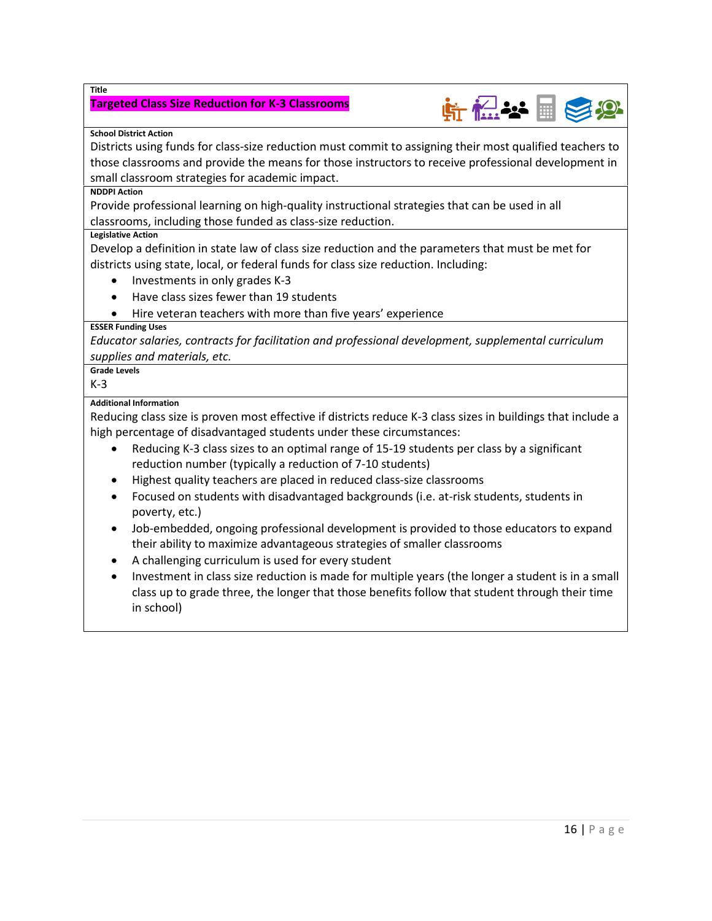**Title**

## Targeted Class Size Reduction for K-3 Classrooms

**School District Action**

Districts using funds for class-size reduction must commit to assigning their most qualified teachers to those classrooms and provide the means for those instructors to receive professional development in small classroom strategies for academic impact.

**NDDPI Action**

Provide professional learning on high-quality instructional strategies that can be used in all classrooms, including those funded as class-size reduction.

**Legislative Action**

Develop a definition in state law of class size reduction and the parameters that must be met for districts using state, local, or federal funds for class size reduction. Including:

- Investments in only grades K-3
- Have class sizes fewer than 19 students
- Hire veteran teachers with more than five years' experience

**ESSER Funding Uses**

*Educator salaries, contracts for facilitation and professional development, supplemental curriculum supplies and materials, etc.*

**Grade Levels**

K-3

**Additional Information**

Reducing class size is proven most effective if districts reduce K-3 class sizes in buildings that include a high percentage of disadvantaged students under these circumstances:

- Reducing K-3 class sizes to an optimal range of 15-19 students per class by a significant reduction number (typically a reduction of 7-10 students)
- Highest quality teachers are placed in reduced class-size classrooms
- Focused on students with disadvantaged backgrounds (i.e. at-risk students, students in poverty, etc.)
- Job-embedded, ongoing professional development is provided to those educators to expand their ability to maximize advantageous strategies of smaller classrooms
- A challenging curriculum is used for every student
- Investment in class size reduction is made for multiple years (the longer a student is in a small class up to grade three, the longer that those benefits follow that student through their time in school)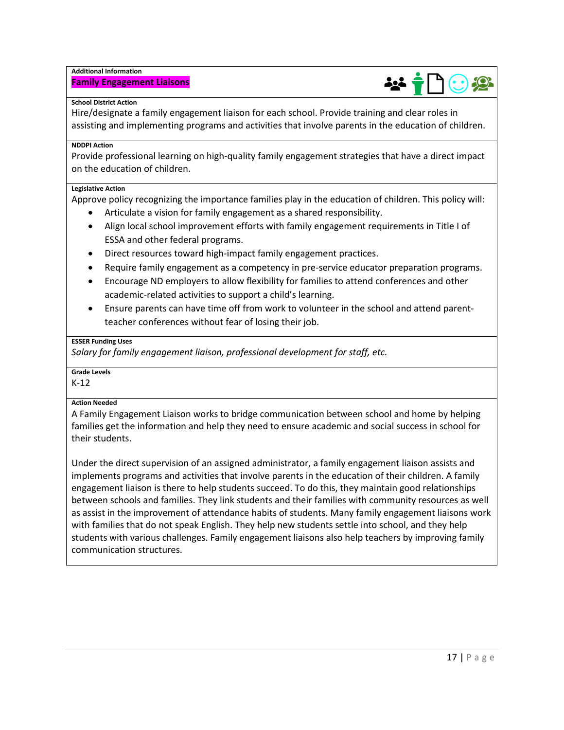**Additional Information**

## Family Engagement Liaisons

**School District Action**

Hire/designate a family engagement liaison for each school. Provide training and clear roles in assisting and implementing programs and activities that involve parents in the education of children.

**NDDPI Action**

Provide professional learning on high-quality family engagement strategies that have a direct impact on the education of children.

**Legislative Action**

Approve policy recognizing the importance families play in the education of children. This policy will:

- Articulate a vision for family engagement as a shared responsibility.
- Align local school improvement efforts with family engagement requirements in Title I of ESSA and other federal programs.
- Direct resources toward high-impact family engagement practices.
- Require family engagement as a competency in pre-service educator preparation programs.
- Encourage ND employers to allow flexibility for families to attend conferences and other academic-related activities to support a child's learning.
- Ensure parents can have time off from work to volunteer in the school and attend parent-teacher conferences without fear of losing their job.

**ESSER Funding Uses**

*Salary for family engagement liaison, professional development for staff, etc.*

**Grade Levels**

K-12

**Action Needed**

A Family Engagement Liaison works to bridge communication between school and home by helping families get the information and help they need to ensure academic and social success in school for their students.

Under the direct supervision of an assigned administrator, a family engagement liaison assists and implements programs and activities that involve parents in the education of their children. A family engagement liaison is there to help students succeed. To do this, they maintain good relationships between schools and families. They link students and their families with community resources as well as assist in the improvement of attendance habits of students. Many family engagement liaisons work with families that do not speak English. They help new students settle into school, and they help students with various challenges. Family engagement liaisons also help teachers by improving family communication structures.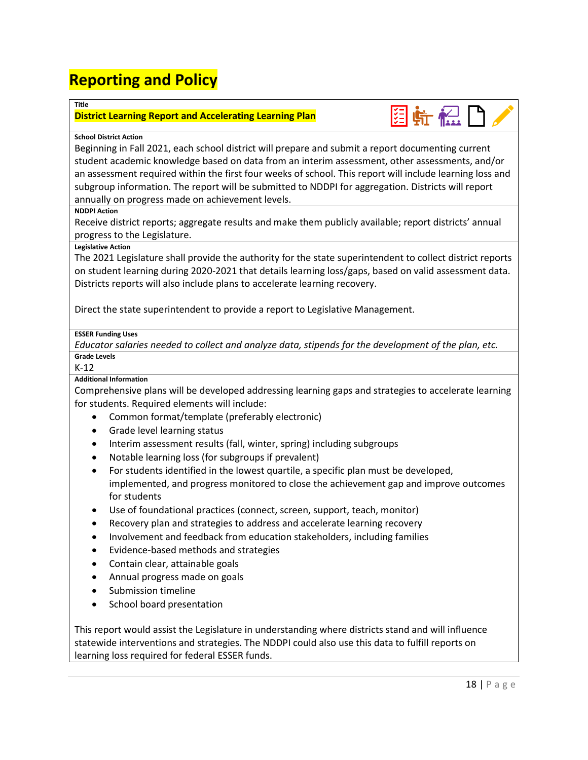# Reporting and Policy

**Title**

**District Learning Report and Accelerating Learning Plan**

**School District Action**

Beginning in Fall 2021, each school district will prepare and submit a report documenting current student academic knowledge based on data from an interim assessment, other assessments, and/or an assessment required within the first four weeks of school. This report will include learning loss and subgroup information. The report will be submitted to NDDPI for aggregation. Districts will report annually on progress made on achievement levels.

**NDDPI Action**

Receive district reports; aggregate results and make them publicly available; report districts' annual progress to the Legislature.

**Legislative Action**

The 2021 Legislature shall provide the authority for the state superintendent to collect district reports on student learning during 2020-2021 that details learning loss/gaps, based on valid assessment data. Districts reports will also include plans to accelerate learning recovery.

Direct the state superintendent to provide a report to Legislative Management.

**ESSER Funding Uses**

*Educator salaries needed to collect and analyze data, stipends for the development of the plan, etc.*

**Grade Levels**

K-12

**Additional Information**

Comprehensive plans will be developed addressing learning gaps and strategies to accelerate learning for students. Required elements will include:

- Common format/template (preferably electronic)
- Grade level learning status
- Interim assessment results (fall, winter, spring) including subgroups
- Notable learning loss (for subgroups if prevalent)
- For students identified in the lowest quartile, a specific plan must be developed, implemented, and progress monitored to close the achievement gap and improve outcomes for students
- Use of foundational practices (connect, screen, support, teach, monitor)
- Recovery plan and strategies to address and accelerate learning recovery
- Involvement and feedback from education stakeholders, including families
- Evidence-based methods and strategies
- Contain clear, attainable goals
- Annual progress made on goals
- Submission timeline
- School board presentation

This report would assist the Legislature in understanding where districts stand and will influence statewide interventions and strategies. The NDDPI could also use this data to fulfill reports on learning loss required for federal ESSER funds.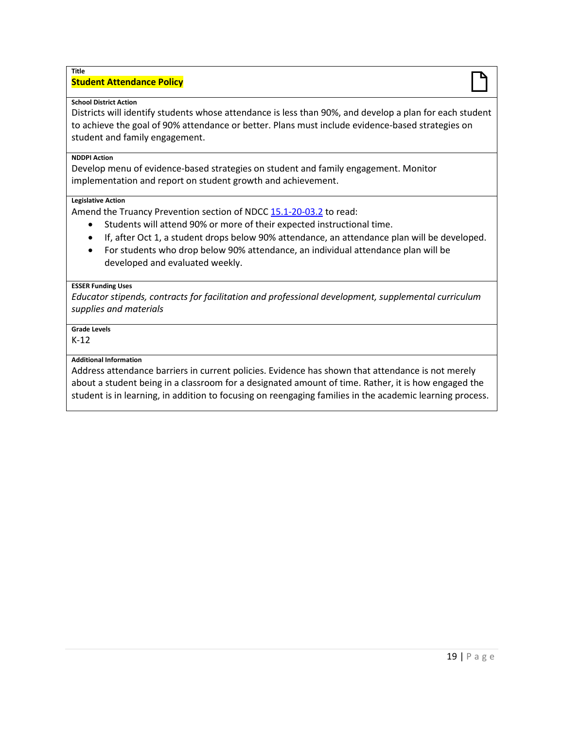**Title**

## Student Attendance Policy

**School District Action**

Districts will identify students whose attendance is less than 90%, and develop a plan for each student to achieve the goal of 90% attendance or better. Plans must include evidence-based strategies on student and family engagement.

**NDDPI Action**

Develop menu of evidence-based strategies on student and family engagement. Monitor implementation and report on student growth and achievement.

**Legislative Action**

Amend the Truancy Prevention section of NDCC [15.1-20-03.2] to read:

- Students will attend 90% or more of their expected instructional time.
- If, after Oct 1, a student drops below 90% attendance, an attendance plan will be developed.
- For students who drop below 90% attendance, an individual attendance plan will be developed and evaluated weekly.

**ESSER Funding Uses**

*Educator stipends, contracts for facilitation and professional development, supplemental curriculum supplies and materials*

**Grade Levels**

K-12

**Additional Information**

Address attendance barriers in current policies. Evidence has shown that attendance is not merely about a student being in a classroom for a designated amount of time. Rather, it is how engaged the student is in learning, in addition to focusing on reengaging families in the academic learning process.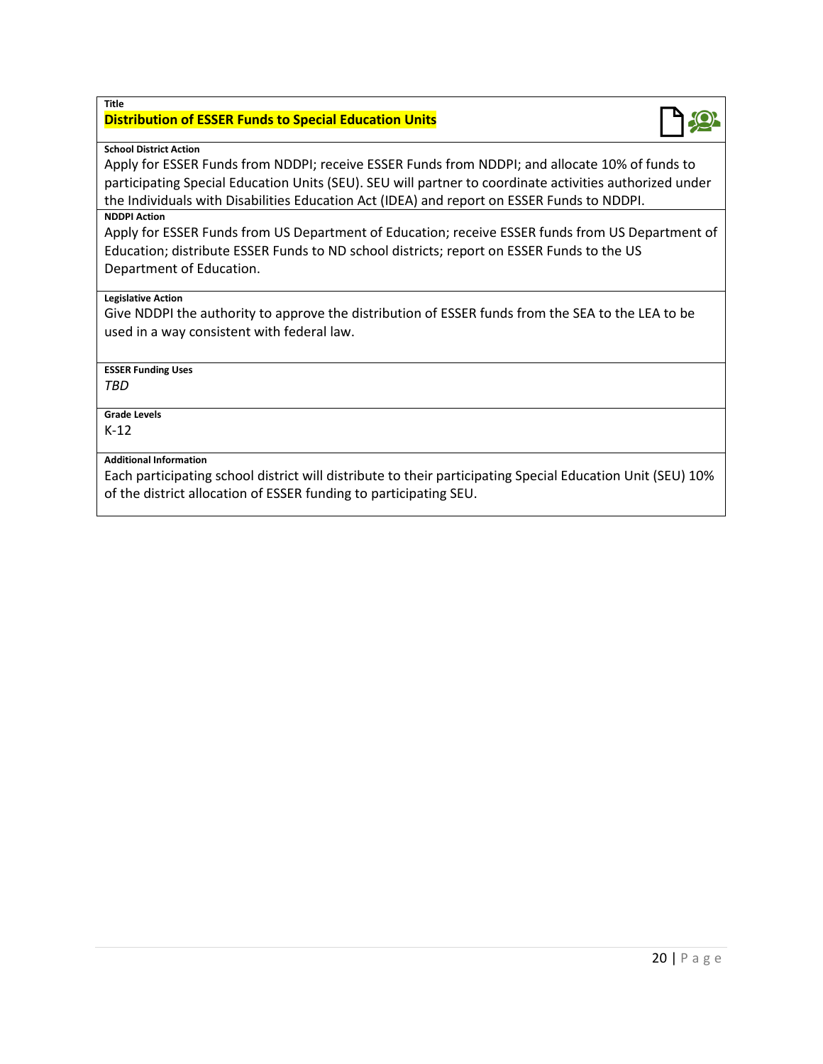**Title**

**Distribution of ESSER Funds to Special Education Units**

**School District Action**

Apply for ESSER Funds from NDDPI; receive ESSER Funds from NDDPI; and allocate 10% of funds to participating Special Education Units (SEU). SEU will partner to coordinate activities authorized under the Individuals with Disabilities Education Act (IDEA) and report on ESSER Funds to NDDPI.

**NDDPI Action**

Apply for ESSER Funds from US Department of Education; receive ESSER funds from US Department of Education; distribute ESSER Funds to ND school districts; report on ESSER Funds to the US Department of Education.

**Legislative Action**

Give NDDPI the authority to approve the distribution of ESSER funds from the SEA to the LEA to be used in a way consistent with federal law.

**ESSER Funding Uses**

*TBD*

**Grade Levels**

K-12

**Additional Information**

Each participating school district will distribute to their participating Special Education Unit (SEU) 10% of the district allocation of ESSER funding to participating SEU.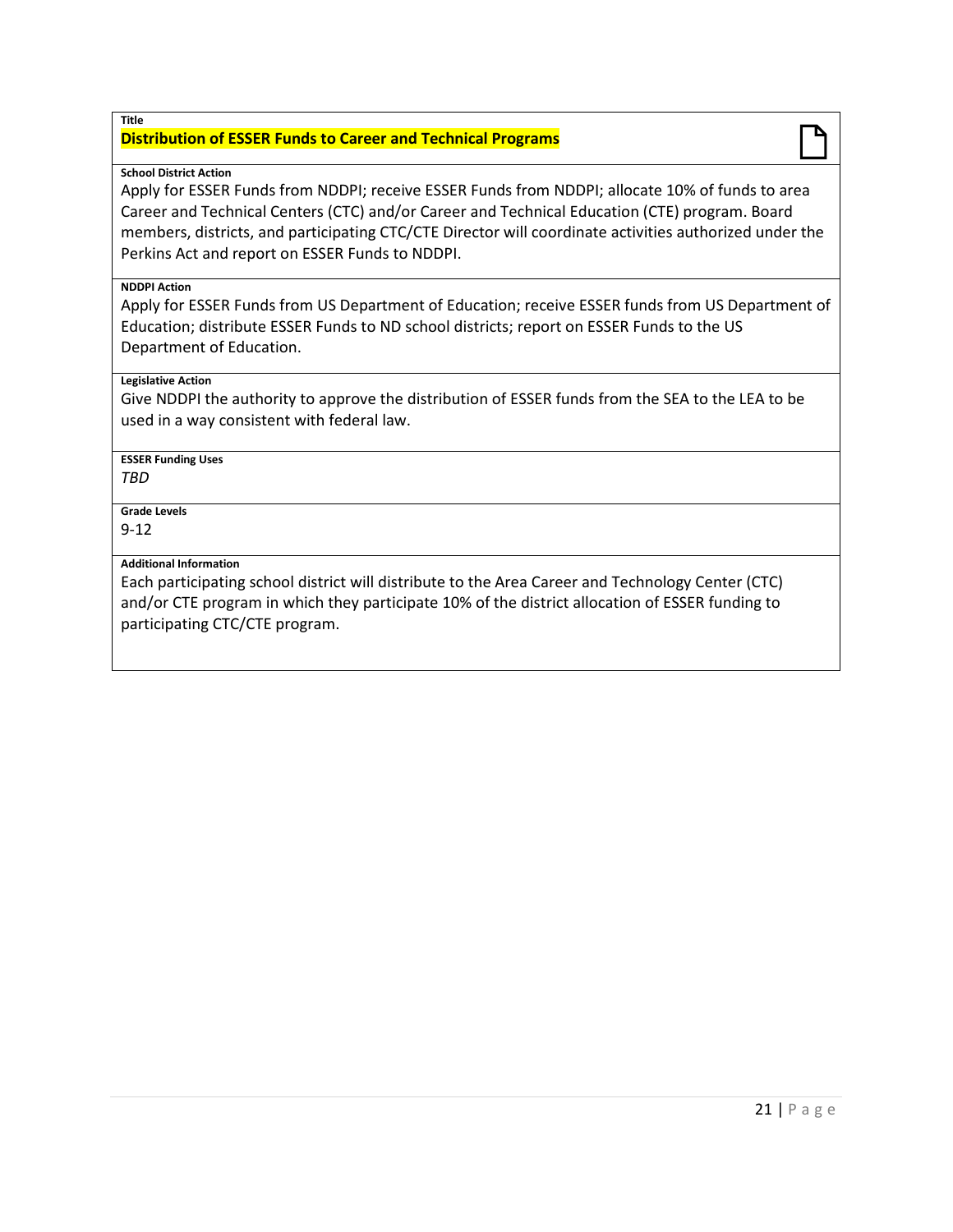**Title**

**Distribution of ESSER Funds to Career and Technical Programs**

**School District Action**

Apply for ESSER Funds from NDDPI; receive ESSER Funds from NDDPI; allocate 10% of funds to area Career and Technical Centers (CTC) and/or Career and Technical Education (CTE) program. Board members, districts, and participating CTC/CTE Director will coordinate activities authorized under the Perkins Act and report on ESSER Funds to NDDPI.

**NDDPI Action**

Apply for ESSER Funds from US Department of Education; receive ESSER funds from US Department of Education; distribute ESSER Funds to ND school districts; report on ESSER Funds to the US Department of Education.

**Legislative Action**

Give NDDPI the authority to approve the distribution of ESSER funds from the SEA to the LEA to be used in a way consistent with federal law.

**ESSER Funding Uses**

*TBD*

**Grade Levels**

9-12

**Additional Information**

Each participating school district will distribute to the Area Career and Technology Center (CTC) and/or CTE program in which they participate 10% of the district allocation of ESSER funding to participating CTC/CTE program.